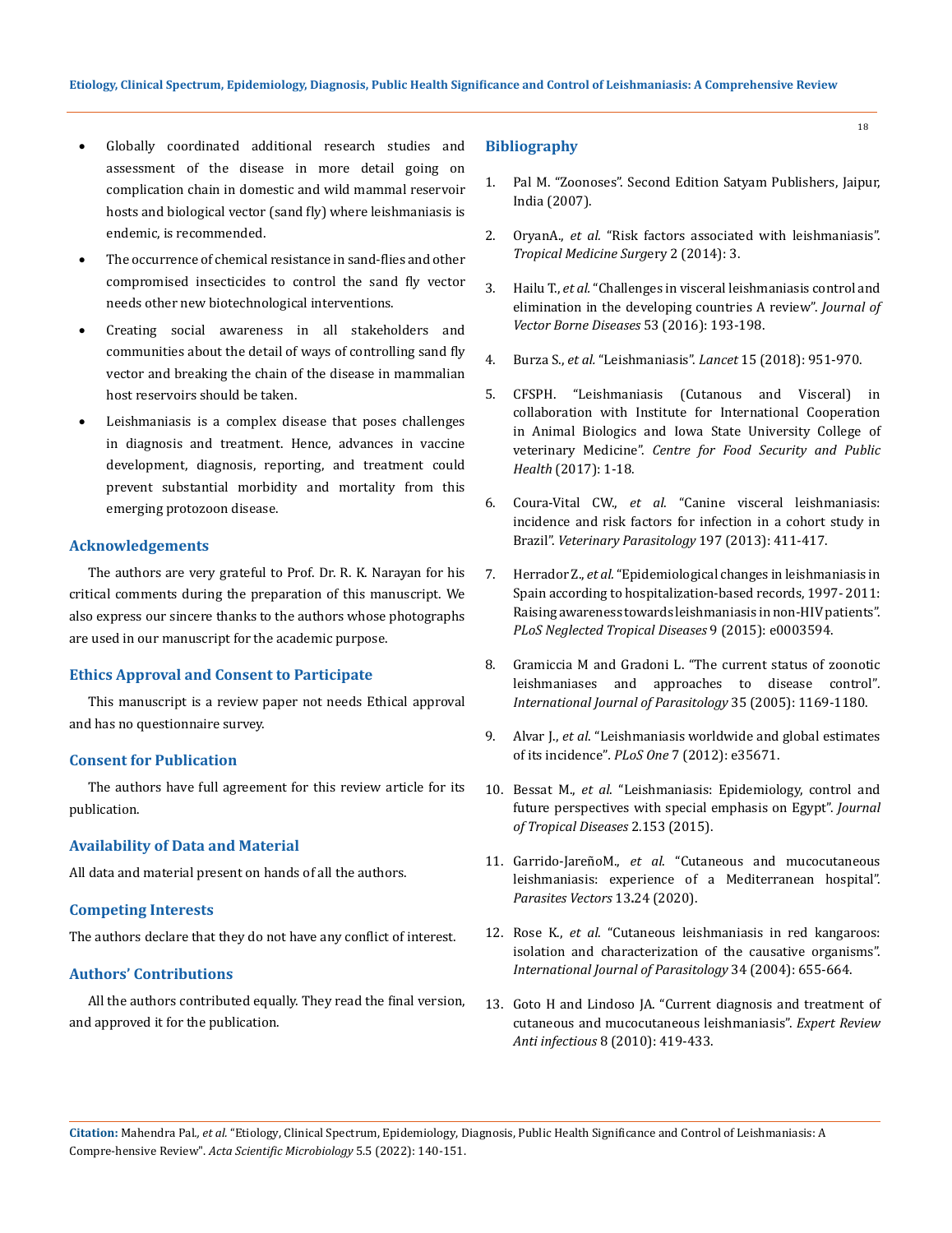- Globally coordinated additional research studies and assessment of the disease in more detail going on complication chain in domestic and wild mammal reservoir hosts and biological vector (sand fly) where leishmaniasis is endemic, is recommended.
- The occurrence of chemical resistance in sand-flies and other compromised insecticides to control the sand fly vector needs other new biotechnological interventions.
- Creating social awareness in all stakeholders and communities about the detail of ways of controlling sand fly vector and breaking the chain of the disease in mammalian host reservoirs should be taken.
- Leishmaniasis is a complex disease that poses challenges in diagnosis and treatment. Hence, advances in vaccine development, diagnosis, reporting, and treatment could prevent substantial morbidity and mortality from this emerging protozoon disease.

## Acknowledgements

The authors are very grateful to Prof. Dr. R. K. Narayan for his critical comments during the preparation of this manuscript. We also express our sincere thanks to the authors whose photographs are used in our manuscript for the academic purpose.

## Ethics Approval and Consent to Participate

This manuscript is a review paper not needs Ethical approval and has no questionnaire survey.

## Consent for Publication

The authors have full agreement for this review article for its publication.

## Availability of Data and Material

All data and material present on hands of all the authors.

## Competing Interests

The authors declare that they do not have any conflict of interest.

## Authors' Contributions

All the authors contributed equally. They read the final version, and approved it for the publication.

## Bibliography

1. Pal M. "Zoonoses". Second Edition Satyam Publishers, Jaipur, India (2007).
2. OryanA., *et al.* "Risk factors associated with leishmaniasis". *Tropical Medicine Surg*ery 2 (2014): 3.
3. Hailu T., *et al.* "Challenges in visceral leishmaniasis control and elimination in the developing countries A review". *Journal of Vector Borne Diseases* 53 (2016): 193-198.
4. Burza S., *et al.* "Leishmaniasis". *Lancet* 15 (2018): 951-970.
5. CFSPH. "Leishmaniasis (Cutanous and Visceral) in collaboration with Institute for International Cooperation in Animal Biologics and Iowa State University College of veterinary Medicine". *Centre for Food Security and Public Health* (2017): 1-18.
6. Coura-Vital CW., *et al.* "Canine visceral leishmaniasis: incidence and risk factors for infection in a cohort study in Brazil". *Veterinary Parasitology* 197 (2013): 411-417.
7. Herrador Z., *et al.* "Epidemiological changes in leishmaniasis in Spain according to hospitalization-based records, 1997- 2011: Raising awareness towards leishmaniasis in non-HIV patients". *PLoS Neglected Tropical Diseases* 9 (2015): e0003594.
8. Gramiccia M and Gradoni L. "The current status of zoonotic leishmaniases and approaches to disease control". *International Journal of Parasitology* 35 (2005): 1169-1180.
9. Alvar J., *et al.* "Leishmaniasis worldwide and global estimates of its incidence". *PLoS One* 7 (2012): e35671.
10. Bessat M., *et al.* "Leishmaniasis: Epidemiology, control and future perspectives with special emphasis on Egypt". *Journal of Tropical Diseases* 2.153 (2015).
11. Garrido-JareñoM., *et al.* "Cutaneous and mucocutaneous leishmaniasis: experience of a Mediterranean hospital". *Parasites Vectors* 13.24 (2020).
12. Rose K., *et al.* "Cutaneous leishmaniasis in red kangaroos: isolation and characterization of the causative organisms". *International Journal of Parasitology* 34 (2004): 655-664.
13. Goto H and Lindoso JA. "Current diagnosis and treatment of cutaneous and mucocutaneous leishmaniasis". *Expert Review Anti infectious* 8 (2010): 419-433.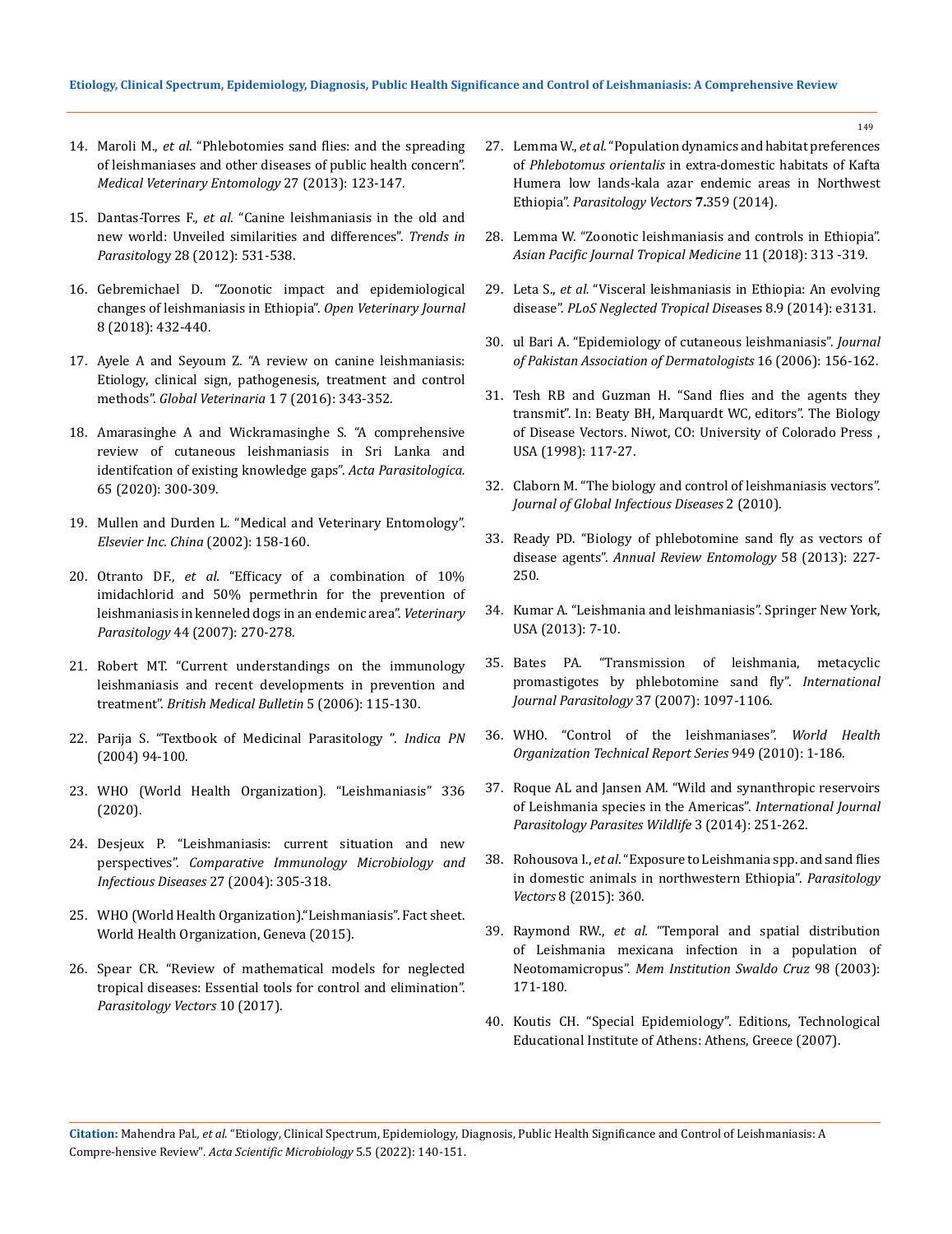14. Maroli M., *et al*. "Phlebotomies sand flies: and the spreading of leishmaniases and other diseases of public health concern". *Medical Veterinary Entomology* 27 (2013): 123-147.
15. Dantas-Torres F., *et al*. "Canine leishmaniasis in the old and new world: Unveiled similarities and differences". *Trends in Parasitology* 28 (2012): 531-538.
16. Gebremichael D. "Zoonotic impact and epidemiological changes of leishmaniasis in Ethiopia". *Open Veterinary Journal* 8 (2018): 432-440.
17. Ayele A and Seyoum Z. "A review on canine leishmaniasis: Etiology, clinical sign, pathogenesis, treatment and control methods". *Global Veterinaria* 1 7 (2016): 343-352.
18. Amarasinghe A and Wickramasinghe S. "A comprehensive review of cutaneous leishmaniasis in Sri Lanka and identifcation of existing knowledge gaps". *Acta Parasitologica.* 65 (2020): 300-309.
19. Mullen and Durden L. "Medical and Veterinary Entomology". *Elsevier Inc. China* (2002): 158-160.
20. Otranto DF., *et al*. "Efficacy of a combination of 10% imidachlorid and 50% permethrin for the prevention of leishmaniasis in kenneled dogs in an endemic area". *Veterinary Parasitology* 44 (2007): 270-278.
21. Robert MT. "Current understandings on the immunology leishmaniasis and recent developments in prevention and treatment". *British Medical Bulletin* 5 (2006): 115-130.
22. Parija S. "Textbook of Medicinal Parasitology ". *Indica PN* (2004) 94-100.
23. WHO (World Health Organization). "Leishmaniasis" 336 (2020).
24. Desjeux P. "Leishmaniasis: current situation and new perspectives". *Comparative Immunology Microbiology and Infectious Diseases* 27 (2004): 305-318.
25. WHO (World Health Organization)."Leishmaniasis". Fact sheet. World Health Organization, Geneva (2015).
26. Spear CR. "Review of mathematical models for neglected tropical diseases: Essential tools for control and elimination". *Parasitology Vectors* 10 (2017).
27. Lemma W., *et al*. "Population dynamics and habitat preferences of *Phlebotomus orientalis* in extra-domestic habitats of Kafta Humera low lands-kala azar endemic areas in Northwest Ethiopia". *Parasitology Vectors* **7.**359 (2014).
28. Lemma W. "Zoonotic leishmaniasis and controls in Ethiopia". *Asian Pacific Journal Tropical Medicine* 11 (2018): 313 -319.
29. Leta S., *et al*. "Visceral leishmaniasis in Ethiopia: An evolving disease". *PLoS Neglected Tropical Diseases* 8.9 (2014): e3131.
30. ul Bari A. "Epidemiology of cutaneous leishmaniasis". *Journal of Pakistan Association of Dermatologists* 16 (2006): 156-162.
31. Tesh RB and Guzman H. "Sand flies and the agents they transmit". In: Beaty BH, Marquardt WC, editors". The Biology of Disease Vectors. Niwot, CO: University of Colorado Press , USA (1998): 117-27.
32. Claborn M. "The biology and control of leishmaniasis vectors". *Journal of Global Infectious Diseases* 2 (2010).
33. Ready PD. "Biology of phlebotomine sand fly as vectors of disease agents". *Annual Review Entomology* 58 (2013): 227-250.
34. Kumar A. "Leishmania and leishmaniasis". Springer New York, USA (2013): 7-10.
35. Bates PA. "Transmission of leishmania, metacyclic promastigotes by phlebotomine sand fly". *International Journal Parasitology* 37 (2007): 1097-1106.
36. WHO. "Control of the leishmaniases". *World Health Organization Technical Report Series* 949 (2010): 1-186.
37. Roque AL and Jansen AM. "Wild and synanthropic reservoirs of Leishmania species in the Americas". *International Journal Parasitology Parasites Wildlife* 3 (2014): 251-262.
38. Rohousova I., *et al*. "Exposure to Leishmania spp. and sand flies in domestic animals in northwestern Ethiopia". *Parasitology Vectors* 8 (2015): 360.
39. Raymond RW., *et al*. "Temporal and spatial distribution of Leishmania mexicana infection in a population of Neotomamicropus". *Mem Institution Swaldo Cruz* 98 (2003): 171-180.
40. Koutis CH. "Special Epidemiology". Editions, Technological Educational Institute of Athens: Athens, Greece (2007).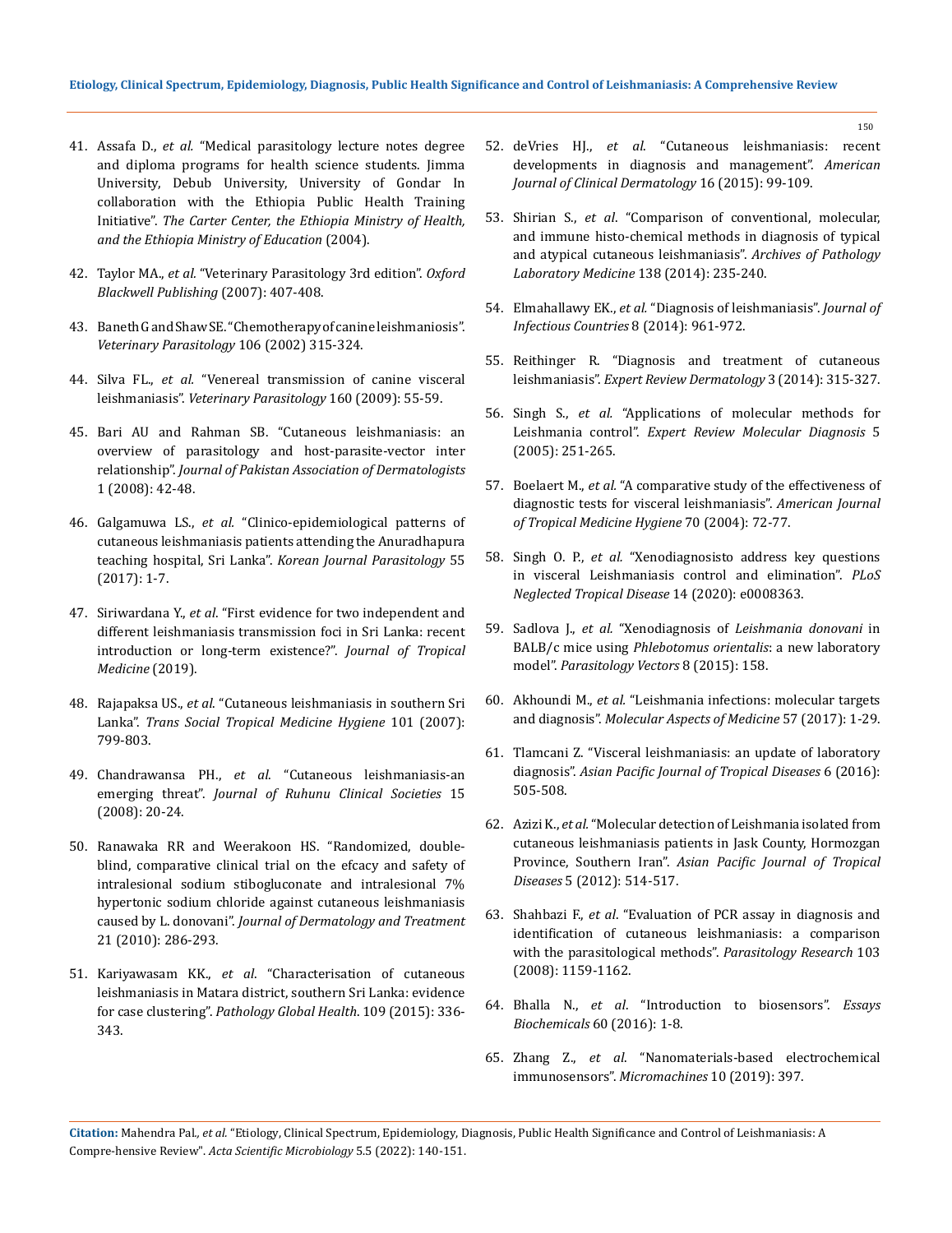41. Assafa D., *et al.* "Medical parasitology lecture notes degree and diploma programs for health science students. Jimma University, Debub University, University of Gondar In collaboration with the Ethiopia Public Health Training Initiative". *The Carter Center, the Ethiopia Ministry of Health, and the Ethiopia Ministry of Education* (2004).

42. Taylor MA., *et al.* "Veterinary Parasitology 3rd edition". *Oxford Blackwell Publishing* (2007): 407-408.

43. Baneth G and Shaw SE. "Chemotherapy of canine leishmaniosis". *Veterinary Parasitology* 106 (2002) 315-324.

44. Silva FL., *et al.* "Venereal transmission of canine visceral leishmaniasis". *Veterinary Parasitology* 160 (2009): 55-59.

45. Bari AU and Rahman SB. "Cutaneous leishmaniasis: an overview of parasitology and host-parasite-vector inter relationship". *Journal of Pakistan Association of Dermatologists* 1 (2008): 42-48.

46. Galgamuwa LS., *et al.* "Clinico-epidemiological patterns of cutaneous leishmaniasis patients attending the Anuradhapura teaching hospital, Sri Lanka". *Korean Journal Parasitology* 55 (2017): 1-7.

47. Siriwardana Y., *et al*. "First evidence for two independent and different leishmaniasis transmission foci in Sri Lanka: recent introduction or long-term existence?". *Journal of Tropical Medicine* (2019).

48. Rajapaksa US., *et al*. "Cutaneous leishmaniasis in southern Sri Lanka". *Trans Social Tropical Medicine Hygiene* 101 (2007): 799-803.

49. Chandrawansa PH., *et al.* "Cutaneous leishmaniasis-an emerging threat". *Journal of Ruhunu Clinical Societies* 15 (2008): 20-24.

50. Ranawaka RR and Weerakoon HS. "Randomized, double-blind, comparative clinical trial on the efcacy and safety of intralesional sodium stibogluconate and intralesional 7% hypertonic sodium chloride against cutaneous leishmaniasis caused by L. donovani". *Journal of Dermatology and Treatment* 21 (2010): 286-293.

51. Kariyawasam KK., *et al*. "Characterisation of cutaneous leishmaniasis in Matara district, southern Sri Lanka: evidence for case clustering". *Pathology Global Health*. 109 (2015): 336-343.

52. deVries HJ., *et al.* "Cutaneous leishmaniasis: recent developments in diagnosis and management". *American Journal of Clinical Dermatology* 16 (2015): 99-109.

53. Shirian S., *et al*. "Comparison of conventional, molecular, and immune histo-chemical methods in diagnosis of typical and atypical cutaneous leishmaniasis". *Archives of Pathology Laboratory Medicine* 138 (2014): 235-240.

54. Elmahallawy EK., *et al.* "Diagnosis of leishmaniasis". *Journal of Infectious Countries* 8 (2014): 961-972.

55. Reithinger R. "Diagnosis and treatment of cutaneous leishmaniasis". *Expert Review Dermatology* 3 (2014): 315-327.

56. Singh S., *et al.* "Applications of molecular methods for Leishmania control". *Expert Review Molecular Diagnosis* 5 (2005): 251-265.

57. Boelaert M., *et al.* "A comparative study of the effectiveness of diagnostic tests for visceral leishmaniasis". *American Journal of Tropical Medicine Hygiene* 70 (2004): 72-77.

58. Singh O. P., *et al.* "Xenodiagnosisto address key questions in visceral Leishmaniasis control and elimination". *PLoS Neglected Tropical Disease* 14 (2020): e0008363.

59. Sadlova J., *et al.* "Xenodiagnosis of *Leishmania donovani* in BALB/c mice using *Phlebotomus orientalis*: a new laboratory model". *Parasitology Vectors* 8 (2015): 158.

60. Akhoundi M., *et al.* "Leishmania infections: molecular targets and diagnosis". *Molecular Aspects of Medicine* 57 (2017): 1-29.

61. Tlamcani Z. "Visceral leishmaniasis: an update of laboratory diagnosis". *Asian Pacific Journal of Tropical Diseases* 6 (2016): 505-508.

62. Azizi K., *et al.* "Molecular detection of Leishmania isolated from cutaneous leishmaniasis patients in Jask County, Hormozgan Province, Southern Iran". *Asian Pacific Journal of Tropical Diseases* 5 (2012): 514-517.

63. Shahbazi F., *et al*. "Evaluation of PCR assay in diagnosis and identification of cutaneous leishmaniasis: a comparison with the parasitological methods". *Parasitology Research* 103 (2008): 1159-1162.

64. Bhalla N., *et al*. "Introduction to biosensors". *Essays Biochemicals* 60 (2016): 1-8.

65. Zhang Z., *et al*. "Nanomaterials-based electrochemical immunosensors". *Micromachines* 10 (2019): 397.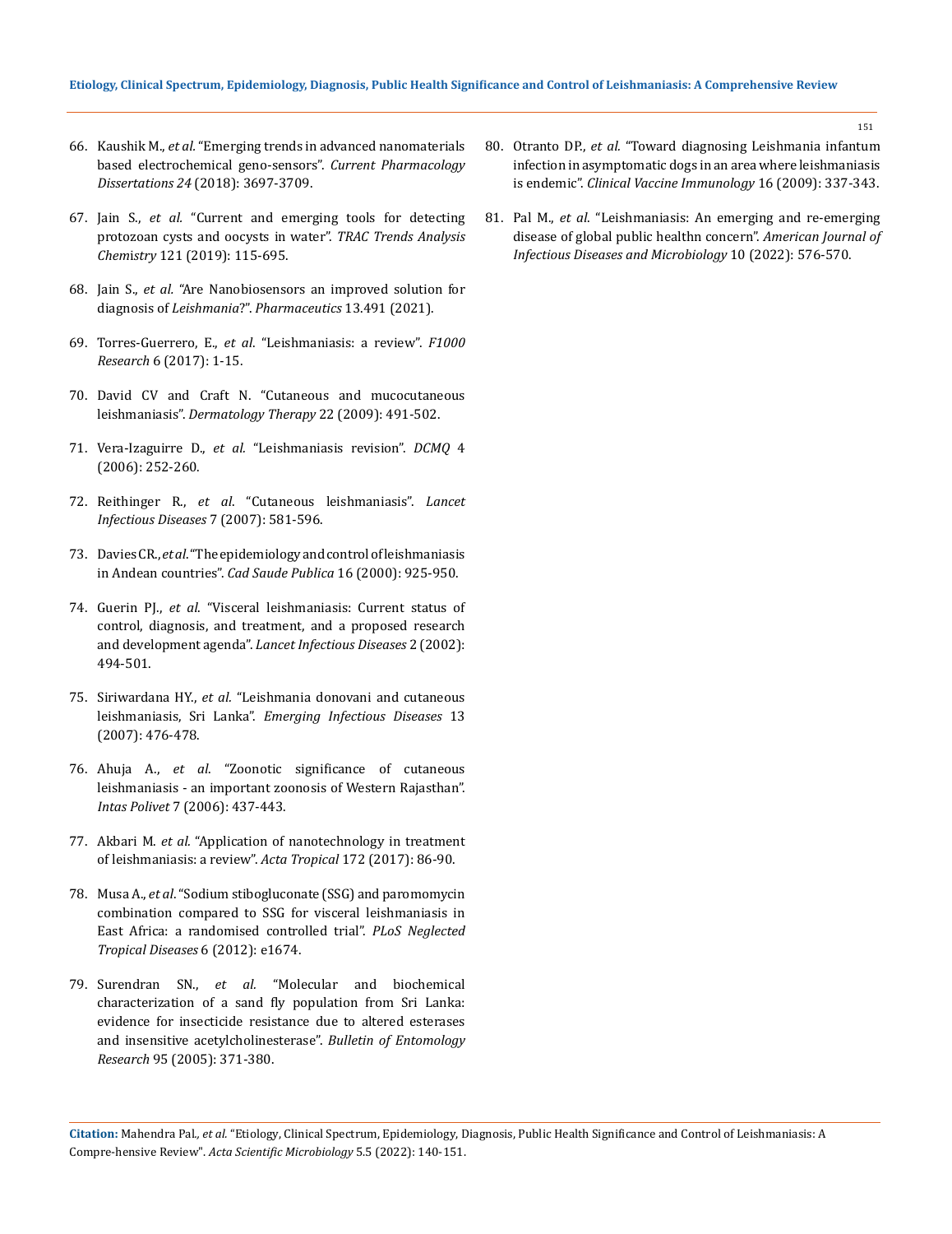66. Kaushik M., *et al*. "Emerging trends in advanced nanomaterials based electrochemical geno-sensors". *Current Pharmacology Dissertations 24* (2018): 3697-3709.

67. Jain S., *et al.* "Current and emerging tools for detecting protozoan cysts and oocysts in water". *TRAC Trends Analysis Chemistry* 121 (2019): 115-695.

68. Jain S., *et al.* "Are Nanobiosensors an improved solution for diagnosis of *Leishmania*?". *Pharmaceutics* 13.491 (2021).

69. Torres-Guerrero, E., *et al*. "Leishmaniasis: a review". *F1000 Research* 6 (2017): 1-15.

70. David CV and Craft N. "Cutaneous and mucocutaneous leishmaniasis". *Dermatology Therapy* 22 (2009): 491-502.

71. Vera-Izaguirre D., *et al.* "Leishmaniasis revision". *DCMQ* 4 (2006): 252-260.

72. Reithinger R., *et al*. "Cutaneous leishmaniasis". *Lancet Infectious Diseases* 7 (2007): 581-596.

73. Davies CR., *et al*. "The epidemiology and control of leishmaniasis in Andean countries". *Cad Saude Publica* 16 (2000): 925-950.

74. Guerin PJ., *et al.* "Visceral leishmaniasis: Current status of control, diagnosis, and treatment, and a proposed research and development agenda". *Lancet Infectious Diseases* 2 (2002): 494-501.

75. Siriwardana HY., *et al.* "Leishmania donovani and cutaneous leishmaniasis, Sri Lanka". *Emerging Infectious Diseases* 13 (2007): 476-478.

76. Ahuja A., *et al*. "Zoonotic significance of cutaneous leishmaniasis - an important zoonosis of Western Rajasthan". *Intas Polivet* 7 (2006): 437-443.

77. Akbari M. *et al.* "Application of nanotechnology in treatment of leishmaniasis: a review". *Acta Tropical* 172 (2017): 86-90.

78. Musa A., *et al*. "Sodium stibogluconate (SSG) and paromomycin combination compared to SSG for visceral leishmaniasis in East Africa: a randomised controlled trial". *PLoS Neglected Tropical Diseases* 6 (2012): e1674.

79. Surendran SN., *et al.* "Molecular and biochemical characterization of a sand fly population from Sri Lanka: evidence for insecticide resistance due to altered esterases and insensitive acetylcholinesterase". *Bulletin of Entomology Research* 95 (2005): 371-380.

80. Otranto DP., *et al.* "Toward diagnosing Leishmania infantum infection in asymptomatic dogs in an area where leishmaniasis is endemic". *Clinical Vaccine Immunology* 16 (2009): 337-343.

81. Pal M., *et al*. "Leishmaniasis: An emerging and re-emerging disease of global public healthn concern". *American Journal of Infectious Diseases and Microbiology* 10 (2022): 576-570.